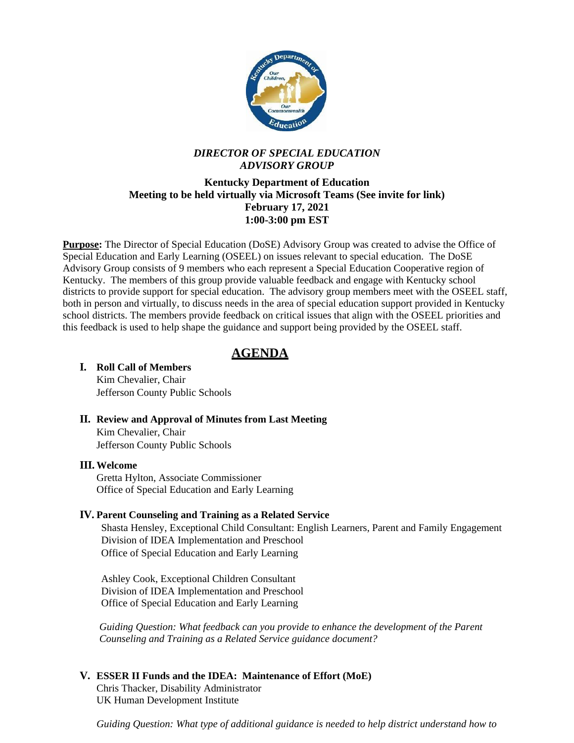***DIRECTOR OF SPECIAL EDUCATION ADVISORY GROUP***

**Kentucky Department of Education**
**Meeting to be held virtually via Microsoft Teams (See invite for link)**
**February 17, 2021**
**1:00-3:00 pm EST**

**Purpose:** The Director of Special Education (DoSE) Advisory Group was created to advise the Office of Special Education and Early Learning (OSEEL) on issues relevant to special education. The DoSE Advisory Group consists of 9 members who each represent a Special Education Cooperative region of Kentucky. The members of this group provide valuable feedback and engage with Kentucky school districts to provide support for special education. The advisory group members meet with the OSEEL staff, both in person and virtually, to discuss needs in the area of special education support provided in Kentucky school districts. The members provide feedback on critical issues that align with the OSEEL priorities and this feedback is used to help shape the guidance and support being provided by the OSEEL staff.

# AGENDA

**I. Roll Call of Members**
Kim Chevalier, Chair
Jefferson County Public Schools

**II. Review and Approval of Minutes from Last Meeting**
Kim Chevalier, Chair
Jefferson County Public Schools

**III. Welcome**
Gretta Hylton, Associate Commissioner
Office of Special Education and Early Learning

**IV. Parent Counseling and Training as a Related Service**
Shasta Hensley, Exceptional Child Consultant: English Learners, Parent and Family Engagement
Division of IDEA Implementation and Preschool
Office of Special Education and Early Learning

Ashley Cook, Exceptional Children Consultant
Division of IDEA Implementation and Preschool
Office of Special Education and Early Learning

*Guiding Question: What feedback can you provide to enhance the development of the Parent Counseling and Training as a Related Service guidance document?*

**V. ESSER II Funds and the IDEA: Maintenance of Effort (MoE)**
Chris Thacker, Disability Administrator
UK Human Development Institute

*Guiding Question: What type of additional guidance is needed to help district understand how to*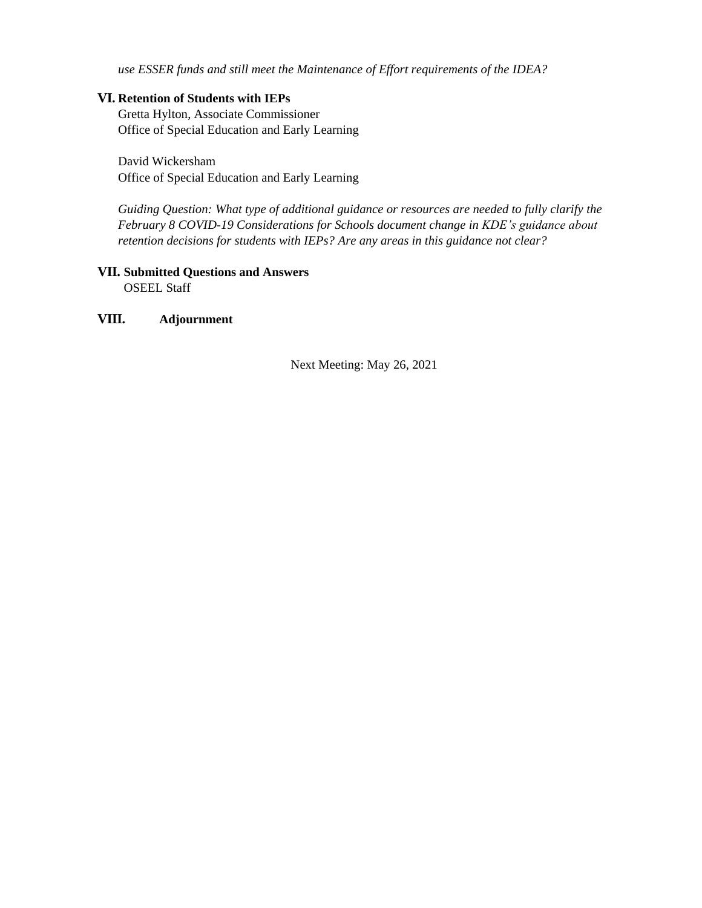*use ESSER funds and still meet the Maintenance of Effort requirements of the IDEA?*

## VI. Retention of Students with IEPs

Gretta Hylton, Associate Commissioner
Office of Special Education and Early Learning

David Wickersham
Office of Special Education and Early Learning

*Guiding Question: What type of additional guidance or resources are needed to fully clarify the February 8 COVID-19 Considerations for Schools document change in KDE's guidance about retention decisions for students with IEPs? Are any areas in this guidance not clear?*

## VII. Submitted Questions and Answers

OSEEL Staff

## VIII. Adjournment

Next Meeting: May 26, 2021